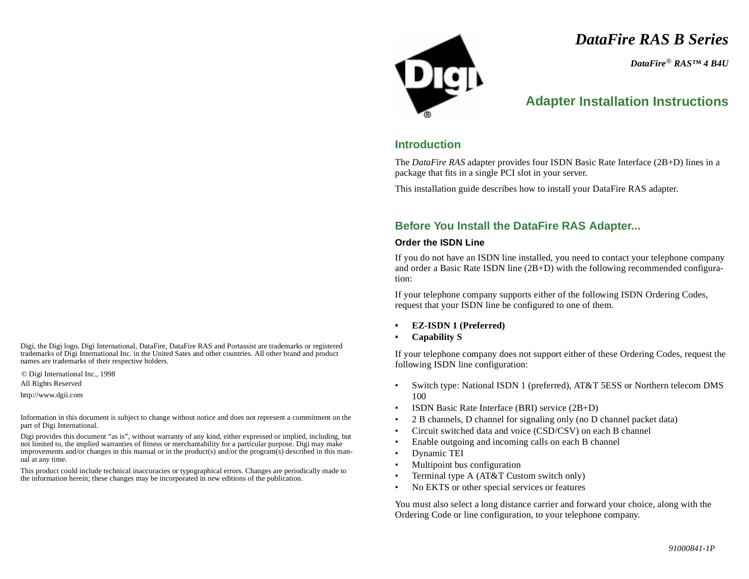// DataFire RAS B Series

# DataFire RAS B Series

***DataFire® RAS™ 4 B4U***

# Adapter Installation Instructions

## Introduction

The *DataFire RAS* adapter provides four ISDN Basic Rate Interface (2B+D) lines in a package that fits in a single PCI slot in your server.

This installation guide describes how to install your DataFire RAS adapter.

## Before You Install the DataFire RAS Adapter...

### Order the ISDN Line

If you do not have an ISDN line installed, you need to contact your telephone company and order a Basic Rate ISDN line (2B+D) with the following recommended configuration:

If your telephone company supports either of the following ISDN Ordering Codes, request that your ISDN line be configured to one of them.

- **EZ-ISDN 1 (Preferred)**
- **Capability S**

If your telephone company does not support either of these Ordering Codes, request the following ISDN line configuration:

- Switch type: National ISDN 1 (preferred), AT&T 5ESS or Northern telecom DMS 100
- ISDN Basic Rate Interface (BRI) service (2B+D)
- 2 B channels, D channel for signaling only (no D channel packet data)
- Circuit switched data and voice (CSD/CSV) on each B channel
- Enable outgoing and incoming calls on each B channel
- Dynamic TEI
- Multipoint bus configuration
- Terminal type A (AT&T Custom switch only)
- No EKTS or other special services or features

You must also select a long distance carrier and forward your choice, along with the Ordering Code or line configuration, to your telephone company.

*91000841-1P*

---

Digi, the Digi logo, Digi International, DataFire, DataFire RAS and Portassist are trademarks or registered trademarks of Digi International Inc. in the United Sates and other countries. All other brand and product names are trademarks of their respective holders.

© Digi International Inc., 1998
All Rights Reserved

http://www.dgii.com

Information in this document is subject to change without notice and does not represent a commitment on the part of Digi International.

Digi provides this document "as is", without warranty of any kind, either expressed or implied, including, but not limited to, the implied warranties of fitness or merchantability for a particular purpose. Digi may make improvements and/or changes in this manual or in the product(s) and/or the program(s) described in this manual at any time.

This product could include technical inaccuracies or typographical errors. Changes are periodically made to the information herein; these changes may be incorporated in new editions of the publication.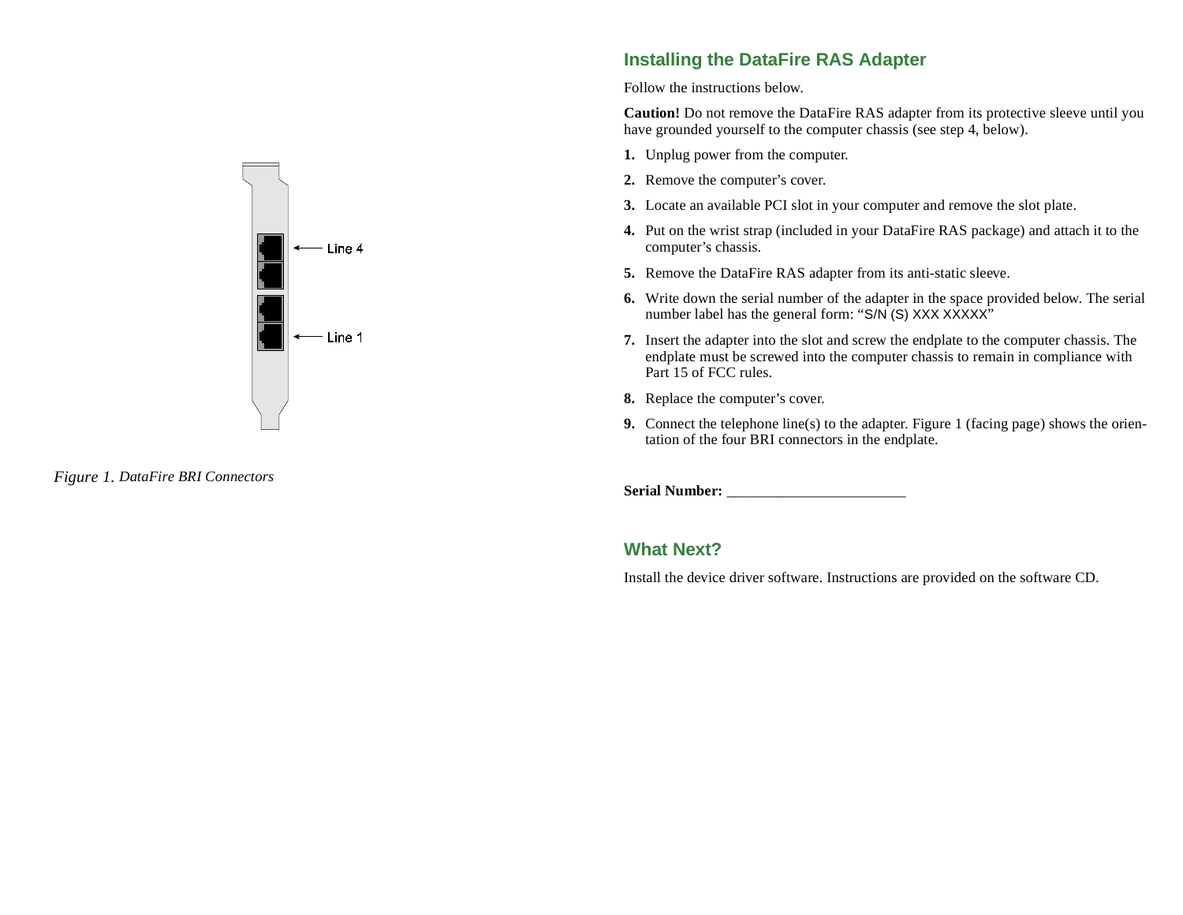Line 4

Line 1

*Figure 1. DataFire BRI Connectors*

## Installing the DataFire RAS Adapter

Follow the instructions below.

**Caution!** Do not remove the DataFire RAS adapter from its protective sleeve until you have grounded yourself to the computer chassis (see step 4, below).

1. Unplug power from the computer.
2. Remove the computer's cover.
3. Locate an available PCI slot in your computer and remove the slot plate.
4. Put on the wrist strap (included in your DataFire RAS package) and attach it to the computer's chassis.
5. Remove the DataFire RAS adapter from its anti-static sleeve.
6. Write down the serial number of the adapter in the space provided below. The serial number label has the general form: "S/N (S) XXX XXXXX"
7. Insert the adapter into the slot and screw the endplate to the computer chassis. The endplate must be screwed into the computer chassis to remain in compliance with Part 15 of FCC rules.
8. Replace the computer's cover.
9. Connect the telephone line(s) to the adapter. Figure 1 (facing page) shows the orientation of the four BRI connectors in the endplate.

**Serial Number:** ________________________

## What Next?

Install the device driver software. Instructions are provided on the software CD.